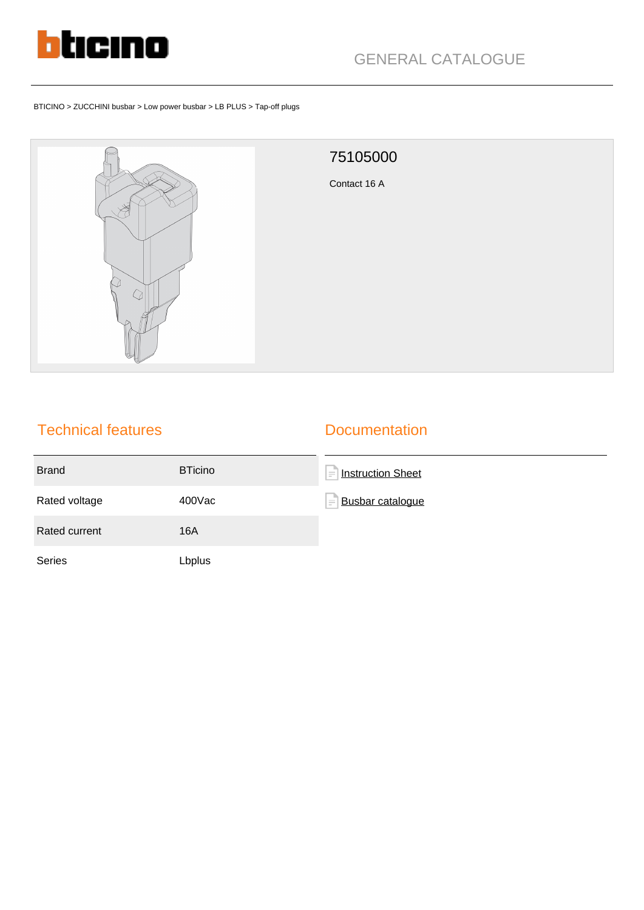GENERAL CATALOGUE

BTICINO > ZUCCHINI busbar > Low power busbar > LB PLUS > Tap-off plugs

# 75105000

Contact 16 A

## Technical features

| Brand | BTicino |
|---|---|
| Rated voltage | 400Vac |
| Rated current | 16A |
| Series | Lbplus |

## Documentation

- Instruction Sheet
- Busbar catalogue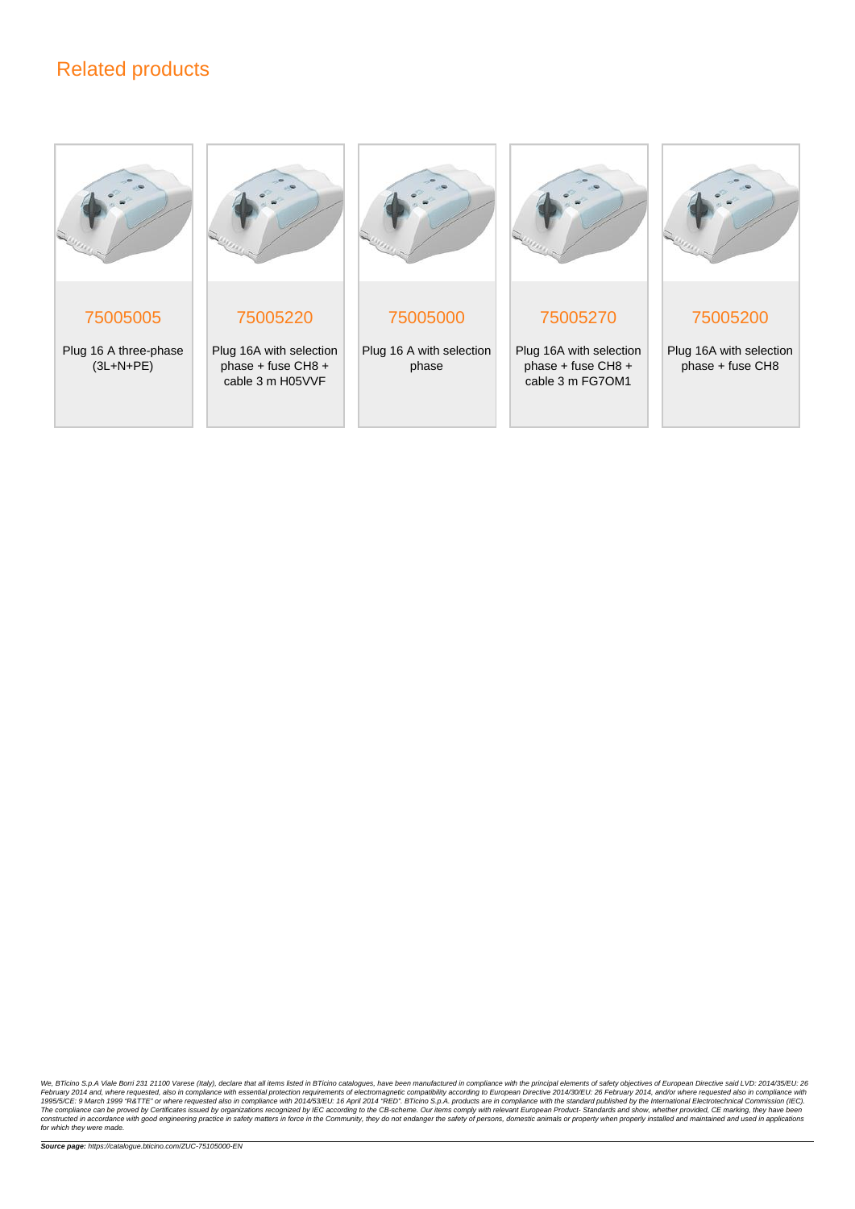## Related products

**75005005**
Plug 16 A three-phase (3L+N+PE)

**75005220**
Plug 16A with selection phase + fuse CH8 + cable 3 m H05VVF

**75005000**
Plug 16 A with selection phase

**75005270**
Plug 16A with selection phase + fuse CH8 + cable 3 m FG7OM1

**75005200**
Plug 16A with selection phase + fuse CH8

*We, BTicino S.p.A Viale Borri 231 21100 Varese (Italy), declare that all items listed in BTicino catalogues, have been manufactured in compliance with the principal elements of safety objectives of European Directive said LVD: 2014/35/EU: 26 February 2014 and, where requested, also in compliance with essential protection requirements of electromagnetic compatibility according to European Directive 2014/30/EU: 26 February 2014, and/or where requested also in compliance with 1995/5/CE: 9 March 1999 "R&TTE" or where requested also in compliance with 2014/53/EU: 16 April 2014 "RED". BTicino S.p.A. products are in compliance with the standard published by the International Electrotechnical Commission (IEC). The compliance can be proved by Certificates issued by organizations recognized by IEC according to the CB-scheme. Our items comply with relevant European Product- Standards and show, whether provided, CE marking, they have been constructed in accordance with good engineering practice in safety matters in force in the Community, they do not endanger the safety of persons, domestic animals or property when properly installed and maintained and used in applications for which they were made.*

**Source page:** *https://catalogue.bticino.com/ZUC-75105000-EN*